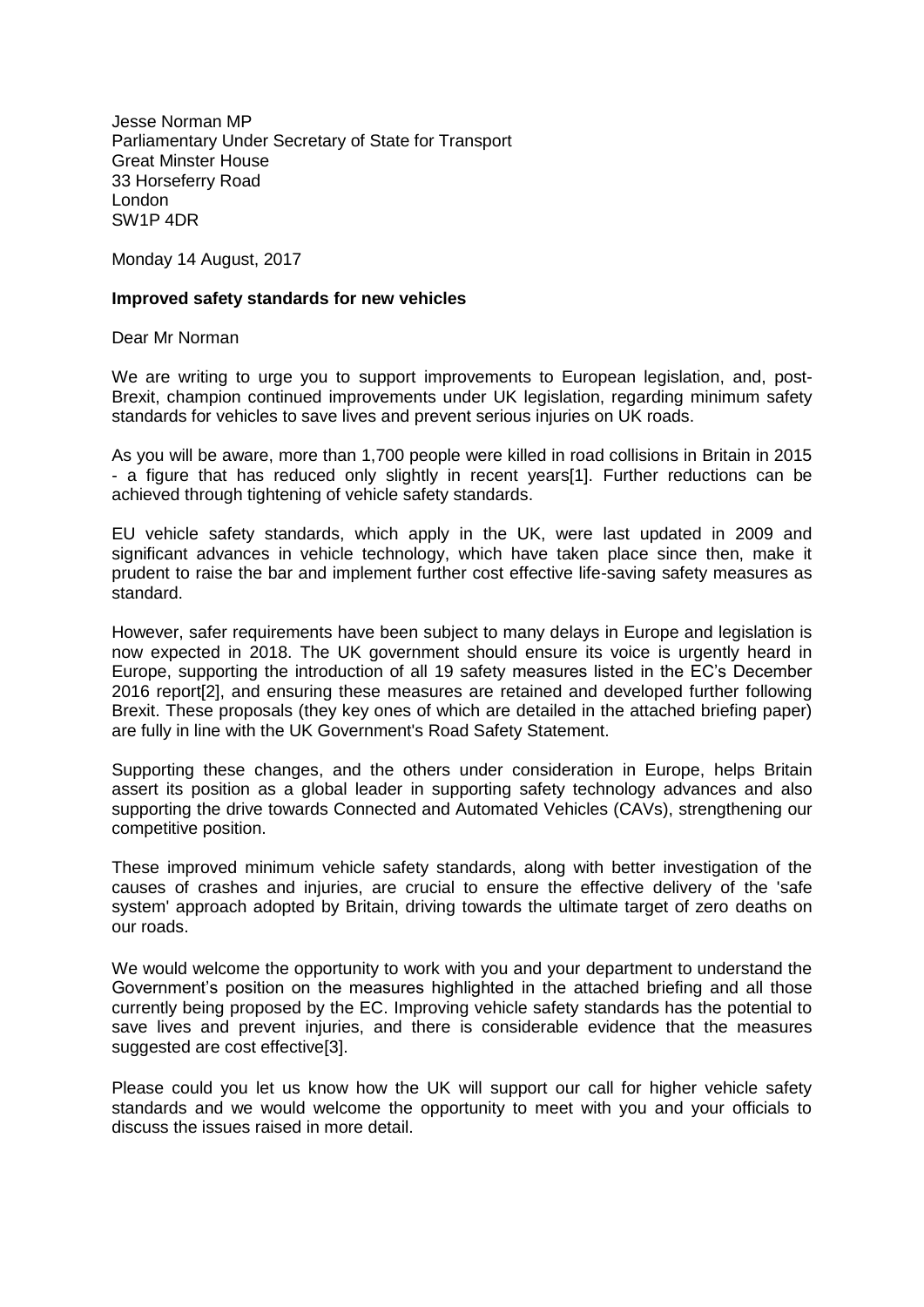Jesse Norman MP
Parliamentary Under Secretary of State for Transport
Great Minster House
33 Horseferry Road
London
SW1P 4DR

Monday 14 August, 2017

**Improved safety standards for new vehicles**

Dear Mr Norman

We are writing to urge you to support improvements to European legislation, and, post-Brexit, champion continued improvements under UK legislation, regarding minimum safety standards for vehicles to save lives and prevent serious injuries on UK roads.

As you will be aware, more than 1,700 people were killed in road collisions in Britain in 2015 - a figure that has reduced only slightly in recent years[1]. Further reductions can be achieved through tightening of vehicle safety standards.

EU vehicle safety standards, which apply in the UK, were last updated in 2009 and significant advances in vehicle technology, which have taken place since then, make it prudent to raise the bar and implement further cost effective life-saving safety measures as standard.

However, safer requirements have been subject to many delays in Europe and legislation is now expected in 2018. The UK government should ensure its voice is urgently heard in Europe, supporting the introduction of all 19 safety measures listed in the EC's December 2016 report[2], and ensuring these measures are retained and developed further following Brexit. These proposals (they key ones of which are detailed in the attached briefing paper) are fully in line with the UK Government's Road Safety Statement.

Supporting these changes, and the others under consideration in Europe, helps Britain assert its position as a global leader in supporting safety technology advances and also supporting the drive towards Connected and Automated Vehicles (CAVs), strengthening our competitive position.

These improved minimum vehicle safety standards, along with better investigation of the causes of crashes and injuries, are crucial to ensure the effective delivery of the 'safe system' approach adopted by Britain, driving towards the ultimate target of zero deaths on our roads.

We would welcome the opportunity to work with you and your department to understand the Government's position on the measures highlighted in the attached briefing and all those currently being proposed by the EC. Improving vehicle safety standards has the potential to save lives and prevent injuries, and there is considerable evidence that the measures suggested are cost effective[3].

Please could you let us know how the UK will support our call for higher vehicle safety standards and we would welcome the opportunity to meet with you and your officials to discuss the issues raised in more detail.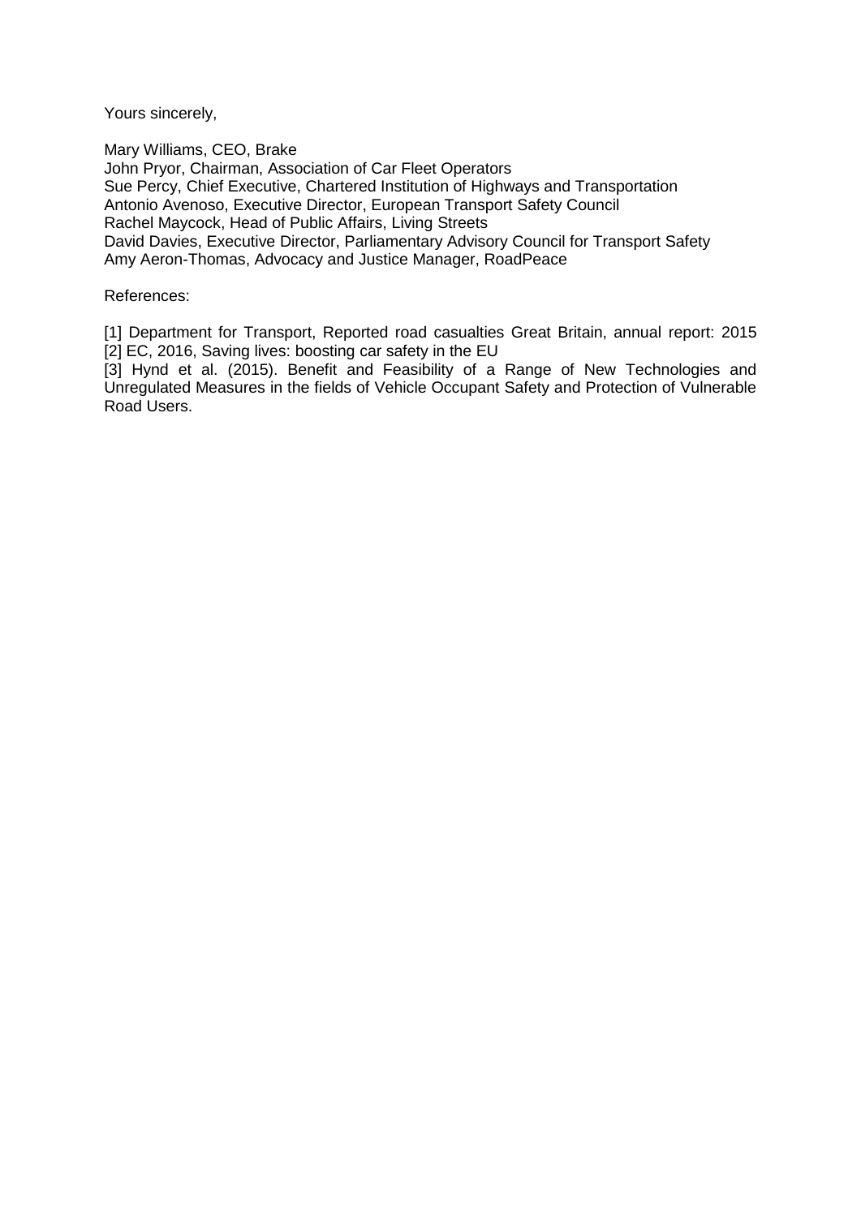Yours sincerely,

Mary Williams, CEO, Brake
John Pryor, Chairman, Association of Car Fleet Operators
Sue Percy, Chief Executive, Chartered Institution of Highways and Transportation
Antonio Avenoso, Executive Director, European Transport Safety Council
Rachel Maycock, Head of Public Affairs, Living Streets
David Davies, Executive Director, Parliamentary Advisory Council for Transport Safety
Amy Aeron-Thomas, Advocacy and Justice Manager, RoadPeace

References:

[1] Department for Transport, Reported road casualties Great Britain, annual report: 2015
[2] EC, 2016, Saving lives: boosting car safety in the EU
[3] Hynd et al. (2015). Benefit and Feasibility of a Range of New Technologies and Unregulated Measures in the fields of Vehicle Occupant Safety and Protection of Vulnerable Road Users.